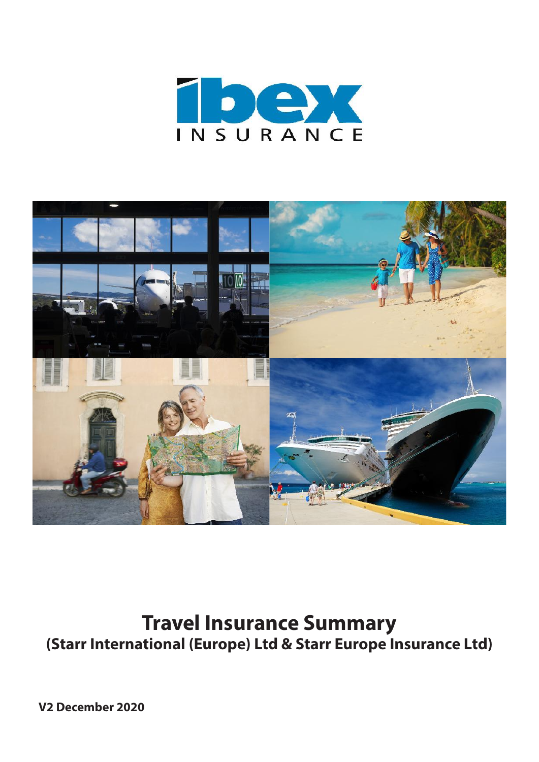ibex INSURANCE

# Travel Insurance Summary

## (Starr International (Europe) Ltd & Starr Europe Insurance Ltd)

**V2 December 2020**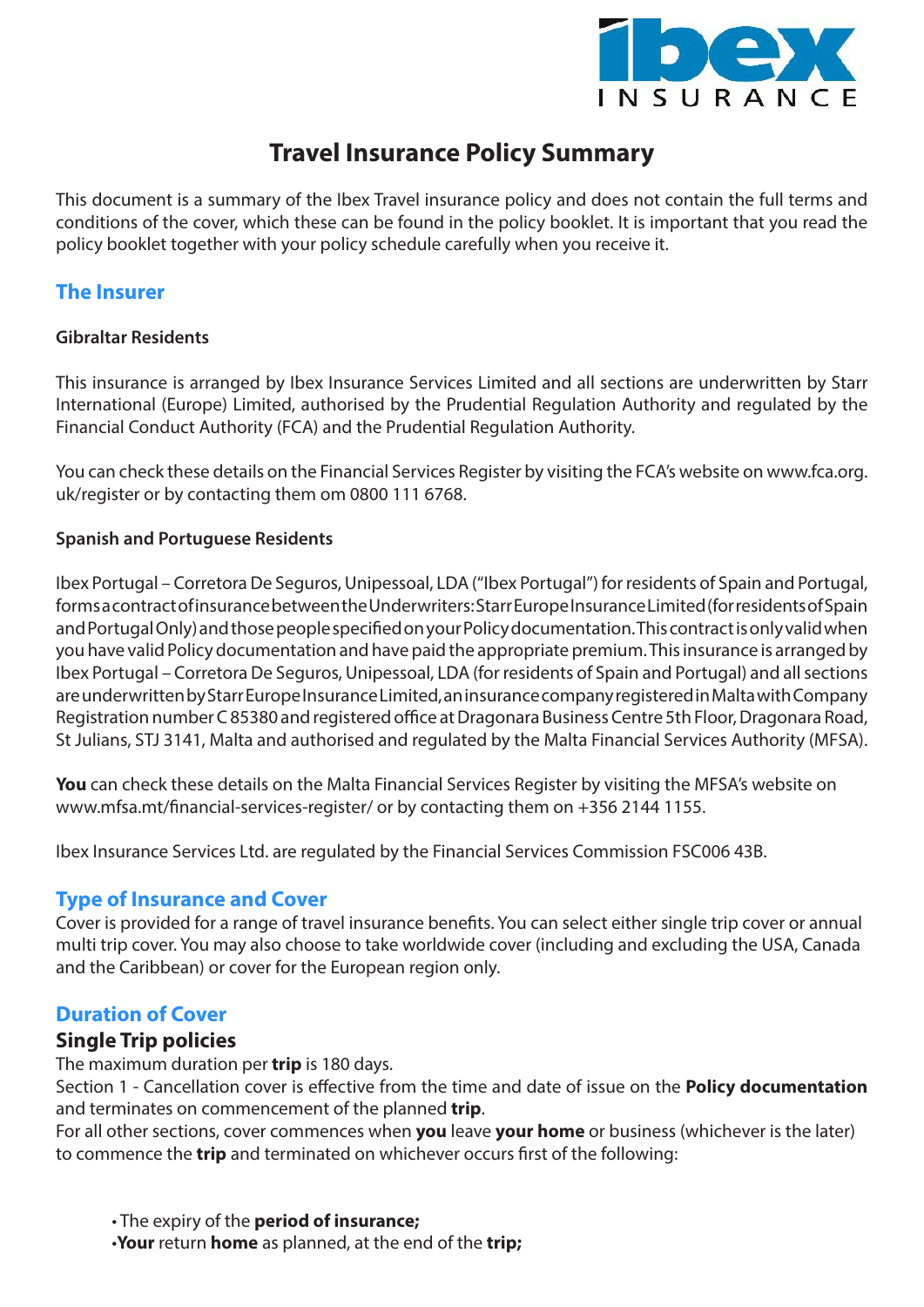# Travel Insurance Policy Summary

This document is a summary of the Ibex Travel insurance policy and does not contain the full terms and conditions of the cover, which these can be found in the policy booklet. It is important that you read the policy booklet together with your policy schedule carefully when you receive it.

## The Insurer

**Gibraltar Residents**

This insurance is arranged by Ibex Insurance Services Limited and all sections are underwritten by Starr International (Europe) Limited, authorised by the Prudential Regulation Authority and regulated by the Financial Conduct Authority (FCA) and the Prudential Regulation Authority.

You can check these details on the Financial Services Register by visiting the FCA's website on www.fca.org.uk/register or by contacting them om 0800 111 6768.

**Spanish and Portuguese Residents**

Ibex Portugal – Corretora De Seguros, Unipessoal, LDA ("Ibex Portugal") for residents of Spain and Portugal, forms a contract of insurance between the Underwriters: Starr Europe Insurance Limited (for residents of Spain and Portugal Only) and those people specified on your Policy documentation. This contract is only valid when you have valid Policy documentation and have paid the appropriate premium. This insurance is arranged by Ibex Portugal – Corretora De Seguros, Unipessoal, LDA (for residents of Spain and Portugal) and all sections are underwritten by Starr Europe Insurance Limited, an insurance company registered in Malta with Company Registration number C 85380 and registered office at Dragonara Business Centre 5th Floor, Dragonara Road, St Julians, STJ 3141, Malta and authorised and regulated by the Malta Financial Services Authority (MFSA).

**You** can check these details on the Malta Financial Services Register by visiting the MFSA's website on www.mfsa.mt/financial-services-register/ or by contacting them on +356 2144 1155.

Ibex Insurance Services Ltd. are regulated by the Financial Services Commission FSC006 43B.

## Type of Insurance and Cover

Cover is provided for a range of travel insurance benefits. You can select either single trip cover or annual multi trip cover. You may also choose to take worldwide cover (including and excluding the USA, Canada and the Caribbean) or cover for the European region only.

## Duration of Cover

### Single Trip policies

The maximum duration per **trip** is 180 days.

Section 1 - Cancellation cover is effective from the time and date of issue on the **Policy documentation** and terminates on commencement of the planned **trip**.

For all other sections, cover commences when **you** leave **your home** or business (whichever is the later) to commence the **trip** and terminated on whichever occurs first of the following:

- The expiry of the **period of insurance;**
- **Your** return **home** as planned, at the end of the **trip;**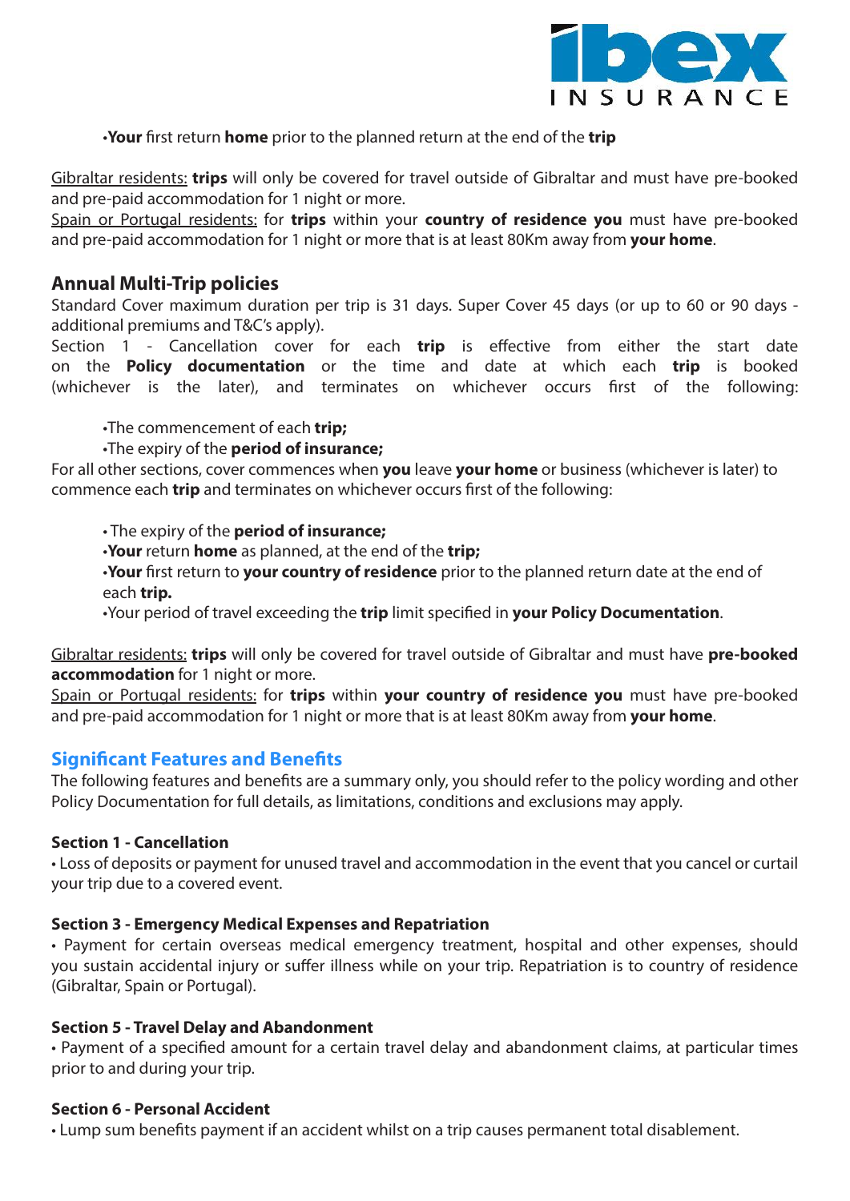•**Your** first return **home** prior to the planned return at the end of the **trip**

Gibraltar residents: **trips** will only be covered for travel outside of Gibraltar and must have pre-booked and pre-paid accommodation for 1 night or more.
Spain or Portugal residents: for **trips** within your **country of residence you** must have pre-booked and pre-paid accommodation for 1 night or more that is at least 80Km away from **your home**.

## Annual Multi-Trip policies

Standard Cover maximum duration per trip is 31 days. Super Cover 45 days (or up to 60 or 90 days - additional premiums and T&C's apply).
Section 1 - Cancellation cover for each **trip** is effective from either the start date on the **Policy documentation** or the time and date at which each **trip** is booked (whichever is the later), and terminates on whichever occurs first of the following:

- The commencement of each **trip;**
- The expiry of the **period of insurance;**

For all other sections, cover commences when **you** leave **your home** or business (whichever is later) to commence each **trip** and terminates on whichever occurs first of the following:

- The expiry of the **period of insurance;**
- **Your** return **home** as planned, at the end of the **trip;**
- **Your** first return to **your country of residence** prior to the planned return date at the end of each **trip.**
- Your period of travel exceeding the **trip** limit specified in **your Policy Documentation**.

Gibraltar residents: **trips** will only be covered for travel outside of Gibraltar and must have **pre-booked accommodation** for 1 night or more.
Spain or Portugal residents: for **trips** within **your country of residence you** must have pre-booked and pre-paid accommodation for 1 night or more that is at least 80Km away from **your home**.

## Significant Features and Benefits

The following features and benefits are a summary only, you should refer to the policy wording and other Policy Documentation for full details, as limitations, conditions and exclusions may apply.

**Section 1 - Cancellation**

- Loss of deposits or payment for unused travel and accommodation in the event that you cancel or curtail your trip due to a covered event.

**Section 3 - Emergency Medical Expenses and Repatriation**

- Payment for certain overseas medical emergency treatment, hospital and other expenses, should you sustain accidental injury or suffer illness while on your trip. Repatriation is to country of residence (Gibraltar, Spain or Portugal).

**Section 5 - Travel Delay and Abandonment**

- Payment of a specified amount for a certain travel delay and abandonment claims, at particular times prior to and during your trip.

**Section 6 - Personal Accident**

- Lump sum benefits payment if an accident whilst on a trip causes permanent total disablement.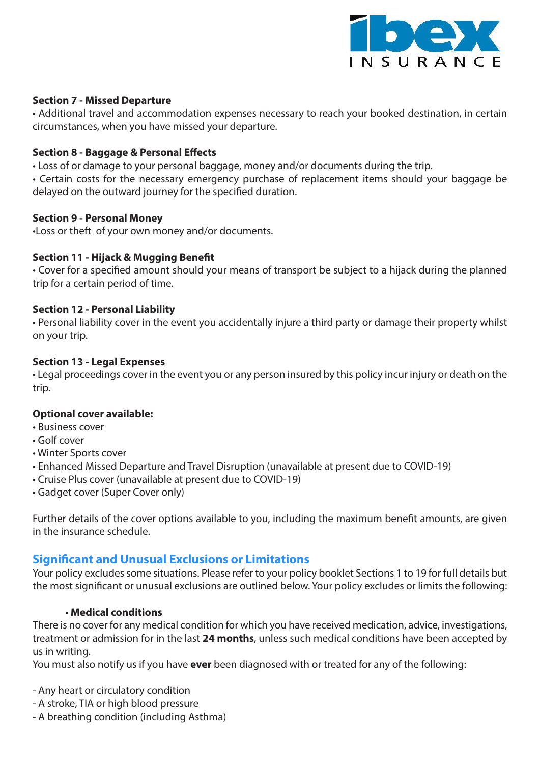**Section 7 - Missed Departure**

• Additional travel and accommodation expenses necessary to reach your booked destination, in certain circumstances, when you have missed your departure.

**Section 8 - Baggage & Personal Effects**

• Loss of or damage to your personal baggage, money and/or documents during the trip.

• Certain costs for the necessary emergency purchase of replacement items should your baggage be delayed on the outward journey for the specified duration.

**Section 9 - Personal Money**

•Loss or theft of your own money and/or documents.

**Section 11 - Hijack & Mugging Benefit**

• Cover for a specified amount should your means of transport be subject to a hijack during the planned trip for a certain period of time.

**Section 12 - Personal Liability**

• Personal liability cover in the event you accidentally injure a third party or damage their property whilst on your trip.

**Section 13 - Legal Expenses**

• Legal proceedings cover in the event you or any person insured by this policy incur injury or death on the trip.

**Optional cover available:**

- Business cover
- Golf cover
- Winter Sports cover
- Enhanced Missed Departure and Travel Disruption (unavailable at present due to COVID-19)
- Cruise Plus cover (unavailable at present due to COVID-19)
- Gadget cover (Super Cover only)

Further details of the cover options available to you, including the maximum benefit amounts, are given in the insurance schedule.

## Significant and Unusual Exclusions or Limitations

Your policy excludes some situations. Please refer to your policy booklet Sections 1 to 19 for full details but the most significant or unusual exclusions are outlined below. Your policy excludes or limits the following:

- **Medical conditions**

There is no cover for any medical condition for which you have received medication, advice, investigations, treatment or admission for in the last **24 months**, unless such medical conditions have been accepted by us in writing.

You must also notify us if you have **ever** been diagnosed with or treated for any of the following:

- Any heart or circulatory condition
- A stroke, TIA or high blood pressure
- A breathing condition (including Asthma)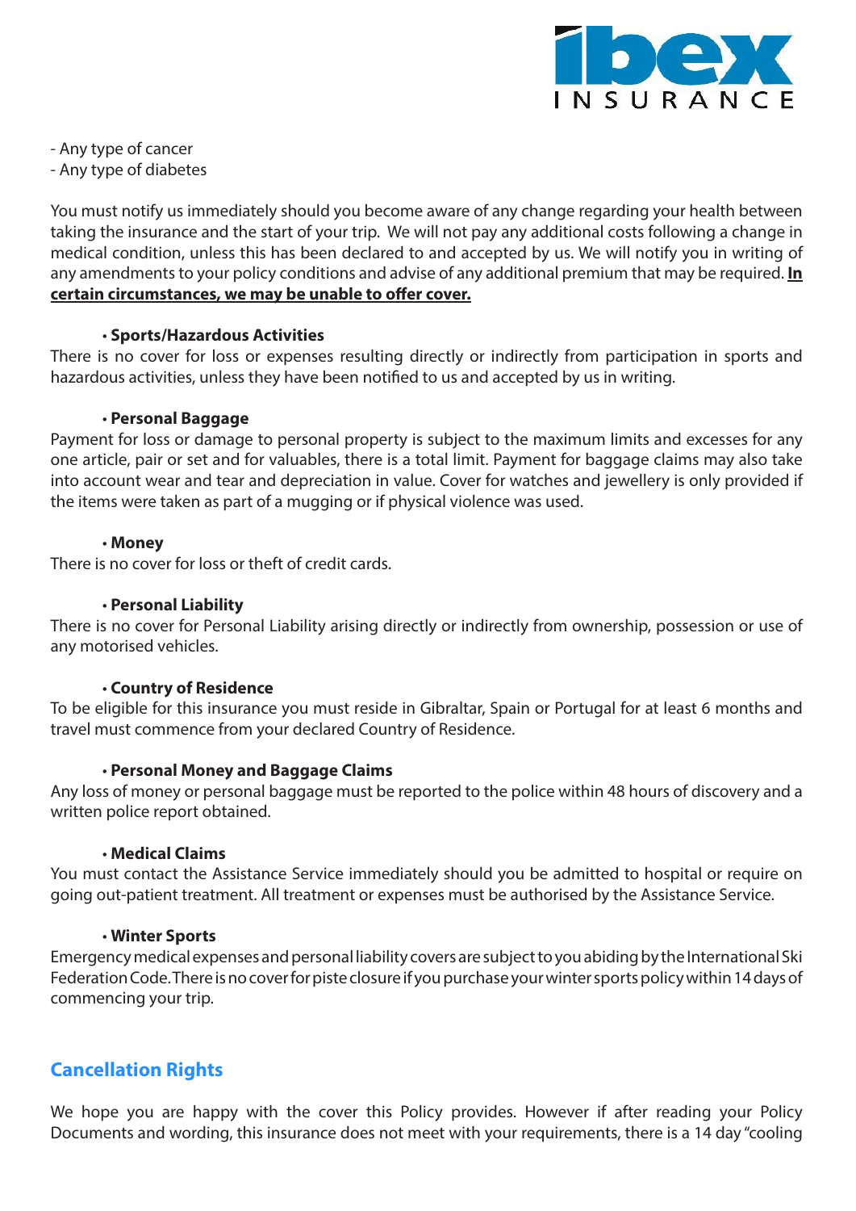- Any type of cancer
- Any type of diabetes

You must notify us immediately should you become aware of any change regarding your health between taking the insurance and the start of your trip. We will not pay any additional costs following a change in medical condition, unless this has been declared to and accepted by us. We will notify you in writing of any amendments to your policy conditions and advise of any additional premium that may be required. **<u>In certain circumstances, we may be unable to offer cover.</u>**

**• Sports/Hazardous Activities**

There is no cover for loss or expenses resulting directly or indirectly from participation in sports and hazardous activities, unless they have been notified to us and accepted by us in writing.

**• Personal Baggage**

Payment for loss or damage to personal property is subject to the maximum limits and excesses for any one article, pair or set and for valuables, there is a total limit. Payment for baggage claims may also take into account wear and tear and depreciation in value. Cover for watches and jewellery is only provided if the items were taken as part of a mugging or if physical violence was used.

**• Money**

There is no cover for loss or theft of credit cards.

**• Personal Liability**

There is no cover for Personal Liability arising directly or indirectly from ownership, possession or use of any motorised vehicles.

**• Country of Residence**

To be eligible for this insurance you must reside in Gibraltar, Spain or Portugal for at least 6 months and travel must commence from your declared Country of Residence.

**• Personal Money and Baggage Claims**

Any loss of money or personal baggage must be reported to the police within 48 hours of discovery and a written police report obtained.

**• Medical Claims**

You must contact the Assistance Service immediately should you be admitted to hospital or require on going out-patient treatment. All treatment or expenses must be authorised by the Assistance Service.

**• Winter Sports**

Emergency medical expenses and personal liability covers are subject to you abiding by the International Ski Federation Code. There is no cover for piste closure if you purchase your winter sports policy within 14 days of commencing your trip.

## Cancellation Rights

We hope you are happy with the cover this Policy provides. However if after reading your Policy Documents and wording, this insurance does not meet with your requirements, there is a 14 day "cooling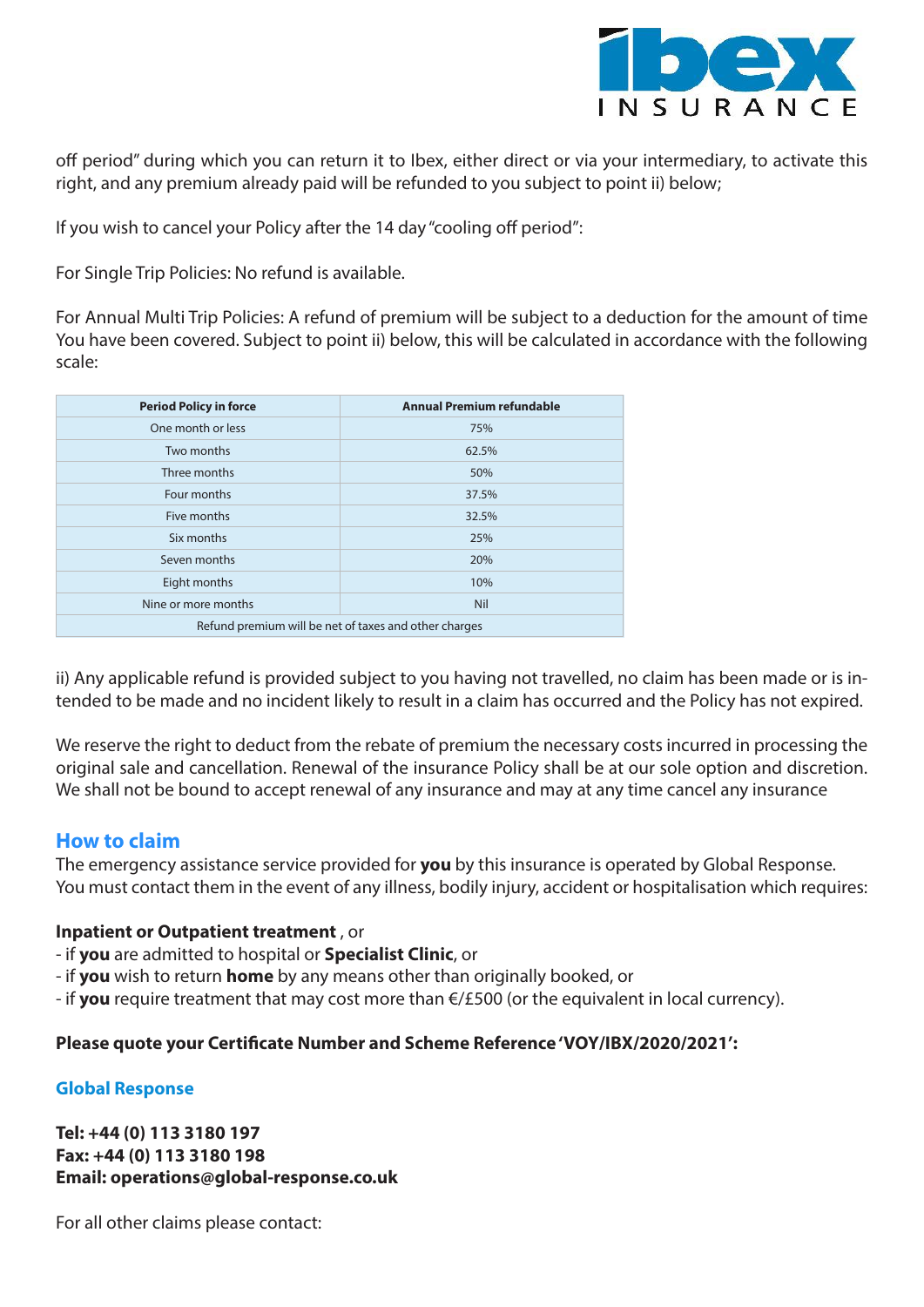off period" during which you can return it to Ibex, either direct or via your intermediary, to activate this right, and any premium already paid will be refunded to you subject to point ii) below;

If you wish to cancel your Policy after the 14 day "cooling off period":

For Single Trip Policies: No refund is available.

For Annual Multi Trip Policies: A refund of premium will be subject to a deduction for the amount of time You have been covered. Subject to point ii) below, this will be calculated in accordance with the following scale:

| Period Policy in force | Annual Premium refundable |
|---|---|
| One month or less | 75% |
| Two months | 62.5% |
| Three months | 50% |
| Four months | 37.5% |
| Five months | 32.5% |
| Six months | 25% |
| Seven months | 20% |
| Eight months | 10% |
| Nine or more months | Nil |
| Refund premium will be net of taxes and other charges | |

ii) Any applicable refund is provided subject to you having not travelled, no claim has been made or is intended to be made and no incident likely to result in a claim has occurred and the Policy has not expired.

We reserve the right to deduct from the rebate of premium the necessary costs incurred in processing the original sale and cancellation. Renewal of the insurance Policy shall be at our sole option and discretion. We shall not be bound to accept renewal of any insurance and may at any time cancel any insurance

## How to claim

The emergency assistance service provided for **you** by this insurance is operated by Global Response. You must contact them in the event of any illness, bodily injury, accident or hospitalisation which requires:

**Inpatient or Outpatient treatment** , or
- if **you** are admitted to hospital or **Specialist Clinic**, or
- if **you** wish to return **home** by any means other than originally booked, or
- if **you** require treatment that may cost more than €/£500 (or the equivalent in local currency).

**Please quote your Certificate Number and Scheme Reference 'VOY/IBX/2020/2021':**

**Global Response**

**Tel: +44 (0) 113 3180 197**
**Fax: +44 (0) 113 3180 198**
**Email: operations@global-response.co.uk**

For all other claims please contact: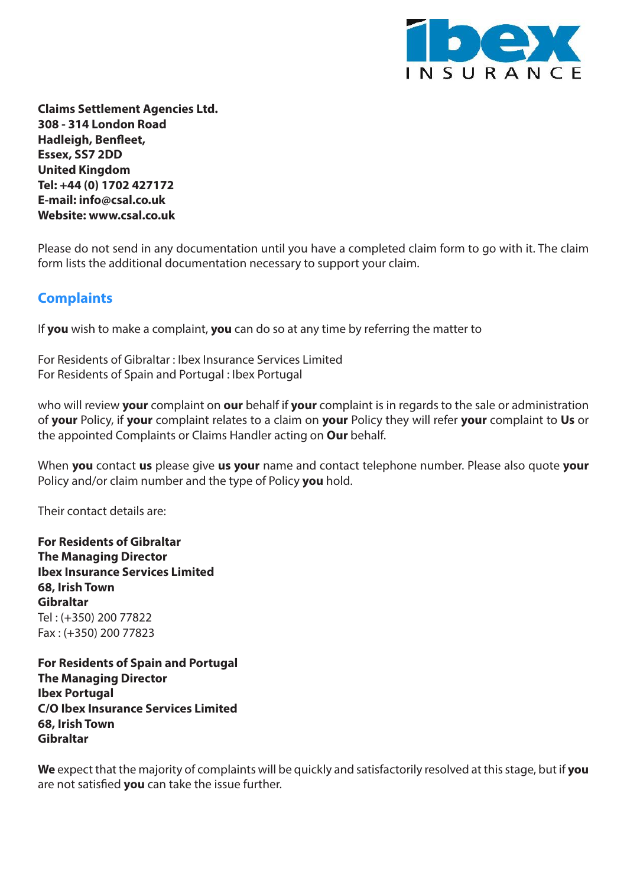**Claims Settlement Agencies Ltd.**
**308 - 314 London Road**
**Hadleigh, Benfleet,**
**Essex, SS7 2DD**
**United Kingdom**
**Tel: +44 (0) 1702 427172**
**E-mail: info@csal.co.uk**
**Website: www.csal.co.uk**

Please do not send in any documentation until you have a completed claim form to go with it. The claim form lists the additional documentation necessary to support your claim.

## Complaints

If **you** wish to make a complaint, **you** can do so at any time by referring the matter to

For Residents of Gibraltar : Ibex Insurance Services Limited
For Residents of Spain and Portugal : Ibex Portugal

who will review **your** complaint on **our** behalf if **your** complaint is in regards to the sale or administration of **your** Policy, if **your** complaint relates to a claim on **your** Policy they will refer **your** complaint to **Us** or the appointed Complaints or Claims Handler acting on **Our** behalf.

When **you** contact **us** please give **us your** name and contact telephone number. Please also quote **your** Policy and/or claim number and the type of Policy **you** hold.

Their contact details are:

**For Residents of Gibraltar**
**The Managing Director**
**Ibex Insurance Services Limited**
**68, Irish Town**
**Gibraltar**
Tel : (+350) 200 77822
Fax : (+350) 200 77823

**For Residents of Spain and Portugal**
**The Managing Director**
**Ibex Portugal**
**C/O Ibex Insurance Services Limited**
**68, Irish Town**
**Gibraltar**

**We** expect that the majority of complaints will be quickly and satisfactorily resolved at this stage, but if **you** are not satisfied **you** can take the issue further.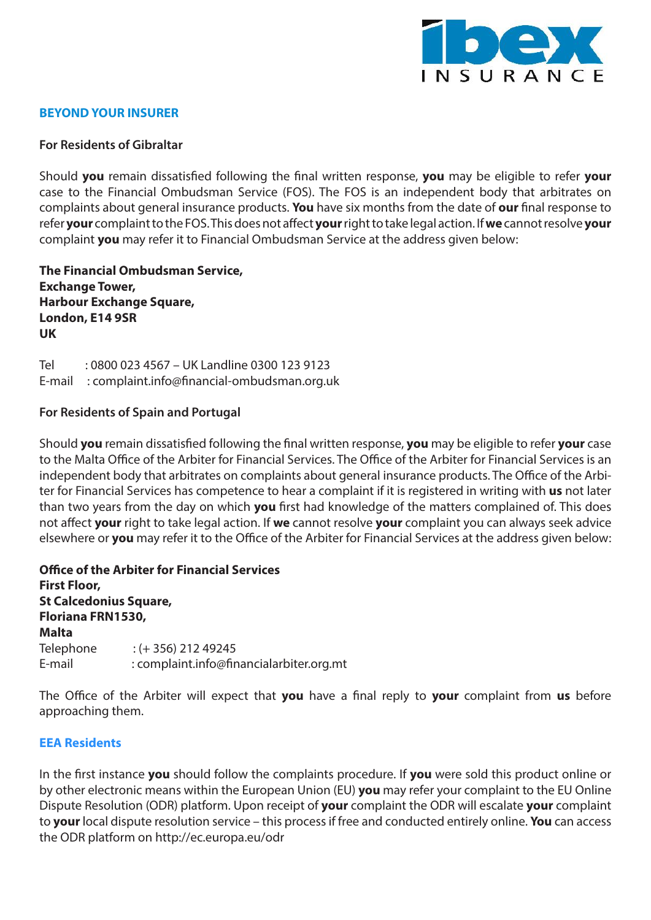## BEYOND YOUR INSURER

**For Residents of Gibraltar**

Should **you** remain dissatisfied following the final written response, **you** may be eligible to refer **your** case to the Financial Ombudsman Service (FOS). The FOS is an independent body that arbitrates on complaints about general insurance products. **You** have six months from the date of **our** final response to refer **your** complaint to the FOS. This does not affect **your** right to take legal action. If **we** cannot resolve **your** complaint **you** may refer it to Financial Ombudsman Service at the address given below:

**The Financial Ombudsman Service,**
**Exchange Tower,**
**Harbour Exchange Square,**
**London, E14 9SR**
**UK**

Tel : 0800 023 4567 – UK Landline 0300 123 9123
E-mail : complaint.info@financial-ombudsman.org.uk

**For Residents of Spain and Portugal**

Should **you** remain dissatisfied following the final written response, **you** may be eligible to refer **your** case to the Malta Office of the Arbiter for Financial Services. The Office of the Arbiter for Financial Services is an independent body that arbitrates on complaints about general insurance products. The Office of the Arbiter for Financial Services has competence to hear a complaint if it is registered in writing with **us** not later than two years from the day on which **you** first had knowledge of the matters complained of. This does not affect **your** right to take legal action. If **we** cannot resolve **your** complaint you can always seek advice elsewhere or **you** may refer it to the Office of the Arbiter for Financial Services at the address given below:

**Office of the Arbiter for Financial Services**
**First Floor,**
**St Calcedonius Square,**
**Floriana FRN1530,**
**Malta**
Telephone : (+ 356) 212 49245
E-mail : complaint.info@financialarbiter.org.mt

The Office of the Arbiter will expect that **you** have a final reply to **your** complaint from **us** before approaching them.

## EEA Residents

In the first instance **you** should follow the complaints procedure. If **you** were sold this product online or by other electronic means within the European Union (EU) **you** may refer your complaint to the EU Online Dispute Resolution (ODR) platform. Upon receipt of **your** complaint the ODR will escalate **your** complaint to **your** local dispute resolution service – this process if free and conducted entirely online. **You** can access the ODR platform on http://ec.europa.eu/odr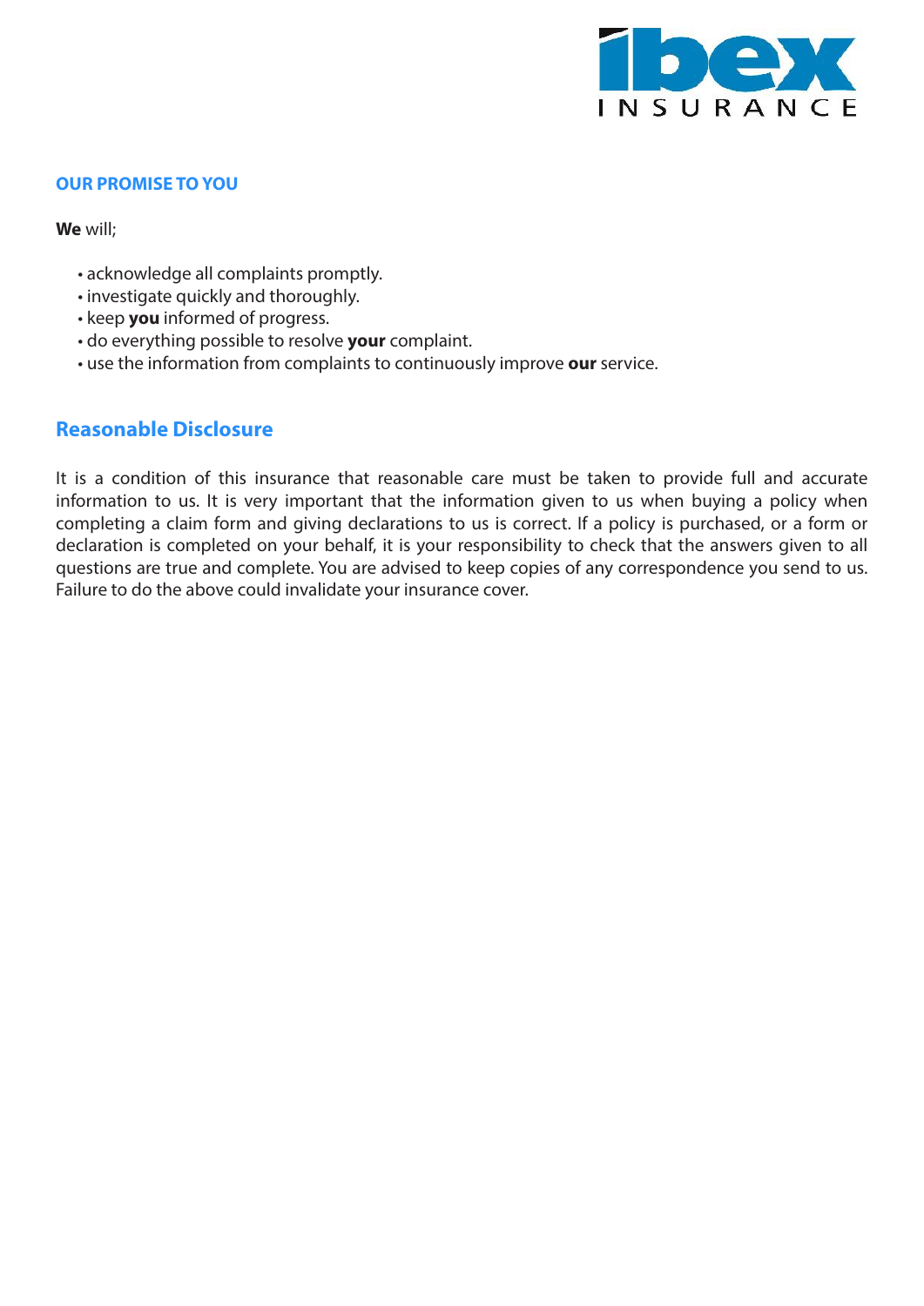## OUR PROMISE TO YOU

**We** will;

- acknowledge all complaints promptly.
- investigate quickly and thoroughly.
- keep **you** informed of progress.
- do everything possible to resolve **your** complaint.
- use the information from complaints to continuously improve **our** service.

## Reasonable Disclosure

It is a condition of this insurance that reasonable care must be taken to provide full and accurate information to us. It is very important that the information given to us when buying a policy when completing a claim form and giving declarations to us is correct. If a policy is purchased, or a form or declaration is completed on your behalf, it is your responsibility to check that the answers given to all questions are true and complete. You are advised to keep copies of any correspondence you send to us. Failure to do the above could invalidate your insurance cover.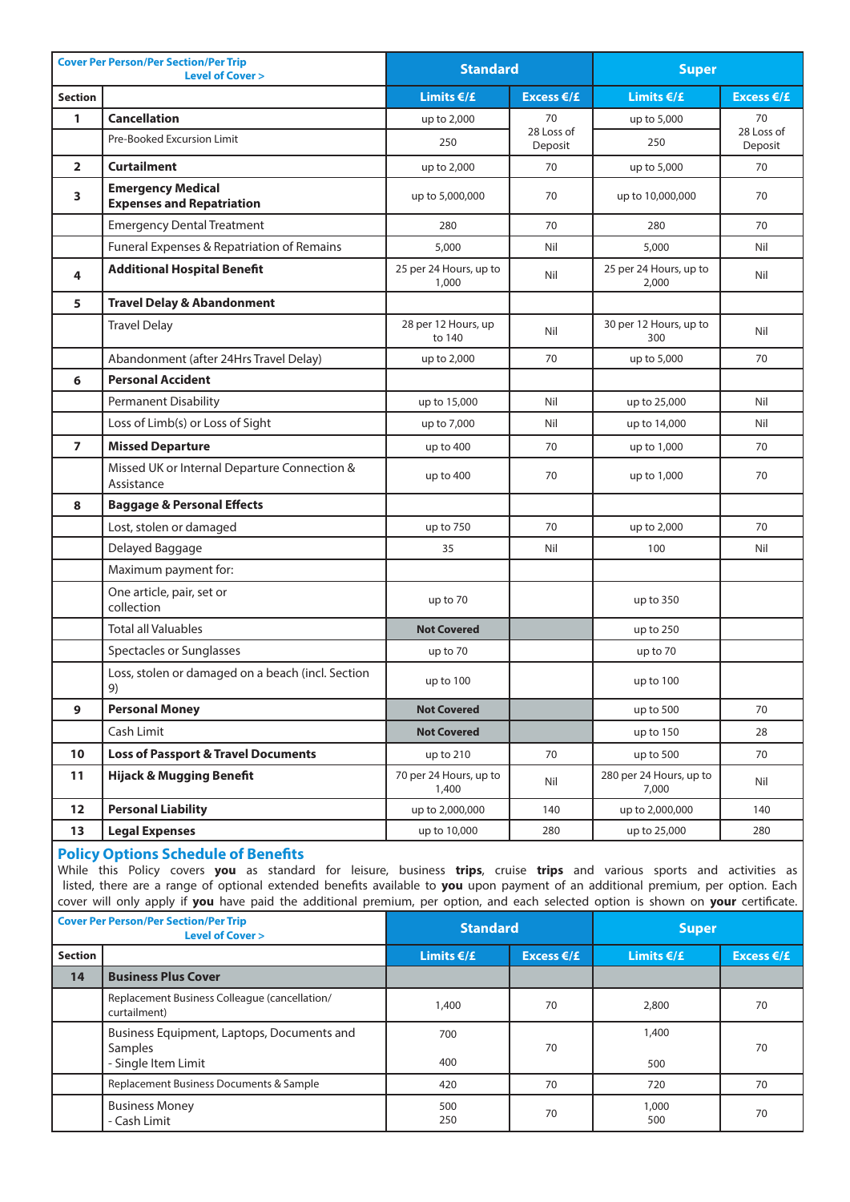| Section | Cover Per Person/Per Section/Per Trip<br>Level of Cover > | Standard | | Super | |
|---|---|---|---|---|---|
| | | Limits €/£ | Excess €/£ | Limits €/£ | Excess €/£ |
| 1 | **Cancellation** | up to 2,000 | 70<br>28 Loss of Deposit | up to 5,000 | 70<br>28 Loss of Deposit |
| | Pre-Booked Excursion Limit | 250 | | 250 | |
| 2 | **Curtailment** | up to 2,000 | 70 | up to 5,000 | 70 |
| 3 | **Emergency Medical Expenses and Repatriation** | up to 5,000,000 | 70 | up to 10,000,000 | 70 |
| | Emergency Dental Treatment | 280 | 70 | 280 | 70 |
| | Funeral Expenses & Repatriation of Remains | 5,000 | Nil | 5,000 | Nil |
| 4 | **Additional Hospital Benefit** | 25 per 24 Hours, up to 1,000 | Nil | 25 per 24 Hours, up to 2,000 | Nil |
| 5 | **Travel Delay & Abandonment** | | | | |
| | Travel Delay | 28 per 12 Hours, up to 140 | Nil | 30 per 12 Hours, up to 300 | Nil |
| | Abandonment (after 24Hrs Travel Delay) | up to 2,000 | 70 | up to 5,000 | 70 |
| 6 | **Personal Accident** | | | | |
| | Permanent Disability | up to 15,000 | Nil | up to 25,000 | Nil |
| | Loss of Limb(s) or Loss of Sight | up to 7,000 | Nil | up to 14,000 | Nil |
| 7 | **Missed Departure** | up to 400 | 70 | up to 1,000 | 70 |
| | Missed UK or Internal Departure Connection & Assistance | up to 400 | 70 | up to 1,000 | 70 |
| 8 | **Baggage & Personal Effects** | | | | |
| | Lost, stolen or damaged | up to 750 | 70 | up to 2,000 | 70 |
| | Delayed Baggage | 35 | Nil | 100 | Nil |
| | Maximum payment for: | | | | |
| | One article, pair, set or collection | up to 70 | | up to 350 | |
| | Total all Valuables | **Not Covered** | | up to 250 | |
| | Spectacles or Sunglasses | up to 70 | | up to 70 | |
| | Loss, stolen or damaged on a beach (incl. Section 9) | up to 100 | | up to 100 | |
| 9 | **Personal Money** | **Not Covered** | | up to 500 | 70 |
| | Cash Limit | **Not Covered** | | up to 150 | 28 |
| 10 | **Loss of Passport & Travel Documents** | up to 210 | 70 | up to 500 | 70 |
| 11 | **Hijack & Mugging Benefit** | 70 per 24 Hours, up to 1,400 | Nil | 280 per 24 Hours, up to 7,000 | Nil |
| 12 | **Personal Liability** | up to 2,000,000 | 140 | up to 2,000,000 | 140 |
| 13 | **Legal Expenses** | up to 10,000 | 280 | up to 25,000 | 280 |

## Policy Options Schedule of Benefits

While this Policy covers **you** as standard for leisure, business **trips**, cruise **trips** and various sports and activities as listed, there are a range of optional extended benefits available to **you** upon payment of an additional premium, per option. Each cover will only apply if **you** have paid the additional premium, per option, and each selected option is shown on **your** certificate.

| Section | Cover Per Person/Per Section/Per Trip<br>Level of Cover > | Standard | | Super | |
|---|---|---|---|---|---|
| | | Limits €/£ | Excess €/£ | Limits €/£ | Excess €/£ |
| 14 | **Business Plus Cover** | | | | |
| | Replacement Business Colleague (cancellation/curtailment) | 1,400 | 70 | 2,800 | 70 |
| | Business Equipment, Laptops, Documents and Samples<br>- Single Item Limit | 700<br>400 | 70 | 1,400<br>500 | 70 |
| | Replacement Business Documents & Sample | 420 | 70 | 720 | 70 |
| | Business Money<br>- Cash Limit | 500<br>250 | 70 | 1,000<br>500 | 70 |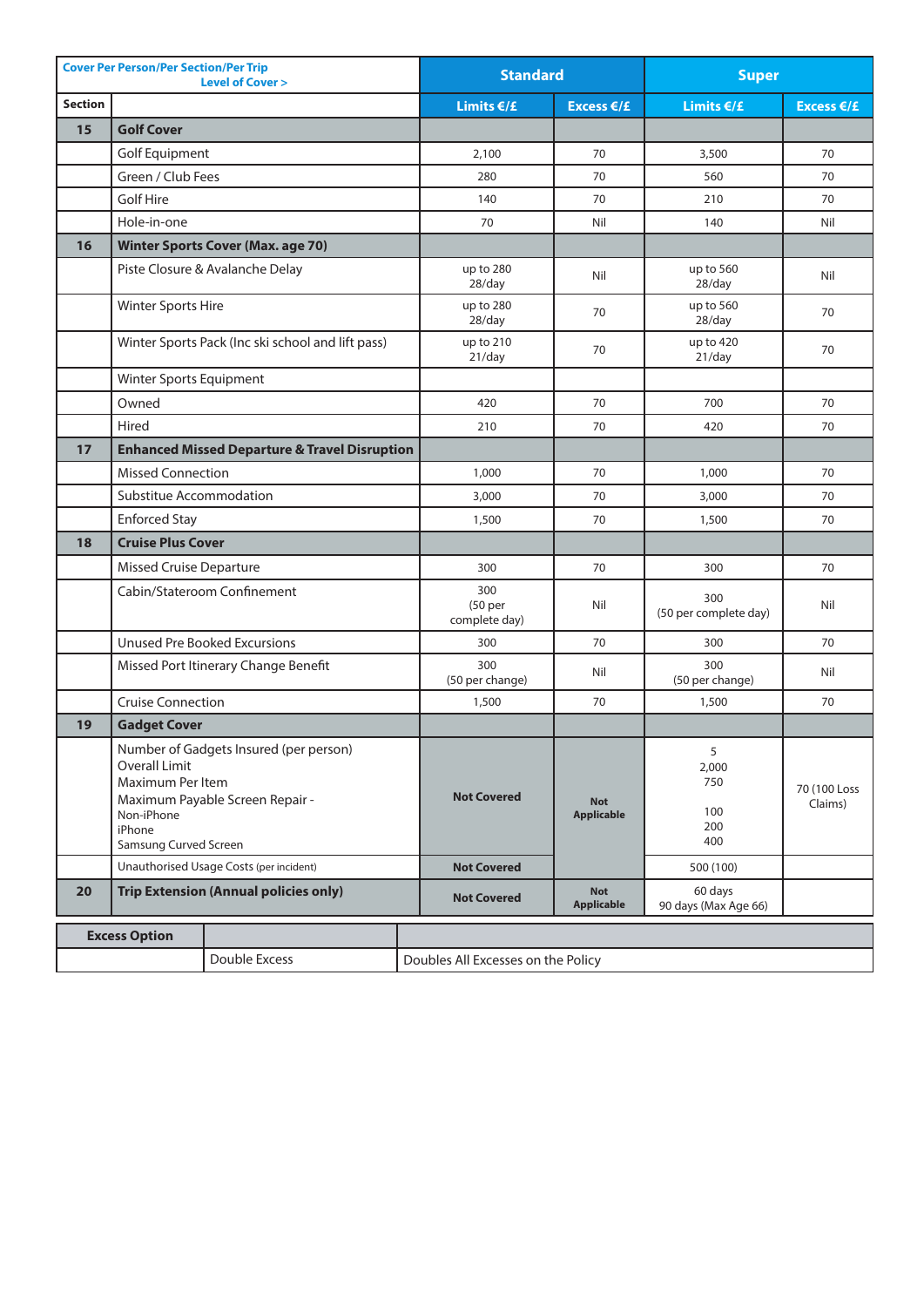| Section | Cover Per Person/Per Section/Per Trip Level of Cover > | Standard | | Super | |
|---|---|---|---|---|---|
| | | Limits €/£ | Excess €/£ | Limits €/£ | Excess €/£ |
| **15** | **Golf Cover** | | | | |
| | Golf Equipment | 2,100 | 70 | 3,500 | 70 |
| | Green / Club Fees | 280 | 70 | 560 | 70 |
| | Golf Hire | 140 | 70 | 210 | 70 |
| | Hole-in-one | 70 | Nil | 140 | Nil |
| **16** | **Winter Sports Cover (Max. age 70)** | | | | |
| | Piste Closure & Avalanche Delay | up to 280 28/day | Nil | up to 560 28/day | Nil |
| | Winter Sports Hire | up to 280 28/day | 70 | up to 560 28/day | 70 |
| | Winter Sports Pack (Inc ski school and lift pass) | up to 210 21/day | 70 | up to 420 21/day | 70 |
| | Winter Sports Equipment | | | | |
| | Owned | 420 | 70 | 700 | 70 |
| | Hired | 210 | 70 | 420 | 70 |
| **17** | **Enhanced Missed Departure & Travel Disruption** | | | | |
| | Missed Connection | 1,000 | 70 | 1,000 | 70 |
| | Substitue Accommodation | 3,000 | 70 | 3,000 | 70 |
| | Enforced Stay | 1,500 | 70 | 1,500 | 70 |
| **18** | **Cruise Plus Cover** | | | | |
| | Missed Cruise Departure | 300 | 70 | 300 | 70 |
| | Cabin/Stateroom Confinement | 300 (50 per complete day) | Nil | 300 (50 per complete day) | Nil |
| | Unused Pre Booked Excursions | 300 | 70 | 300 | 70 |
| | Missed Port Itinerary Change Benefit | 300 (50 per change) | Nil | 300 (50 per change) | Nil |
| | Cruise Connection | 1,500 | 70 | 1,500 | 70 |
| **19** | **Gadget Cover** | | | | |
| | Number of Gadgets Insured (per person)<br>Overall Limit<br>Maximum Per Item<br>Maximum Payable Screen Repair -<br>Non-iPhone<br>iPhone<br>Samsung Curved Screen | **Not Covered** | **Not Applicable** | 5<br>2,000<br>750<br><br>100<br>200<br>400 | 70 (100 Loss Claims) |
| | Unauthorised Usage Costs (per incident) | **Not Covered** | | 500 (100) | |
| **20** | **Trip Extension (Annual policies only)** | **Not Covered** | **Not Applicable** | 60 days<br>90 days (Max Age 66) | |

| Excess Option | | |
|---|---|---|
| | Double Excess | Doubles All Excesses on the Policy |